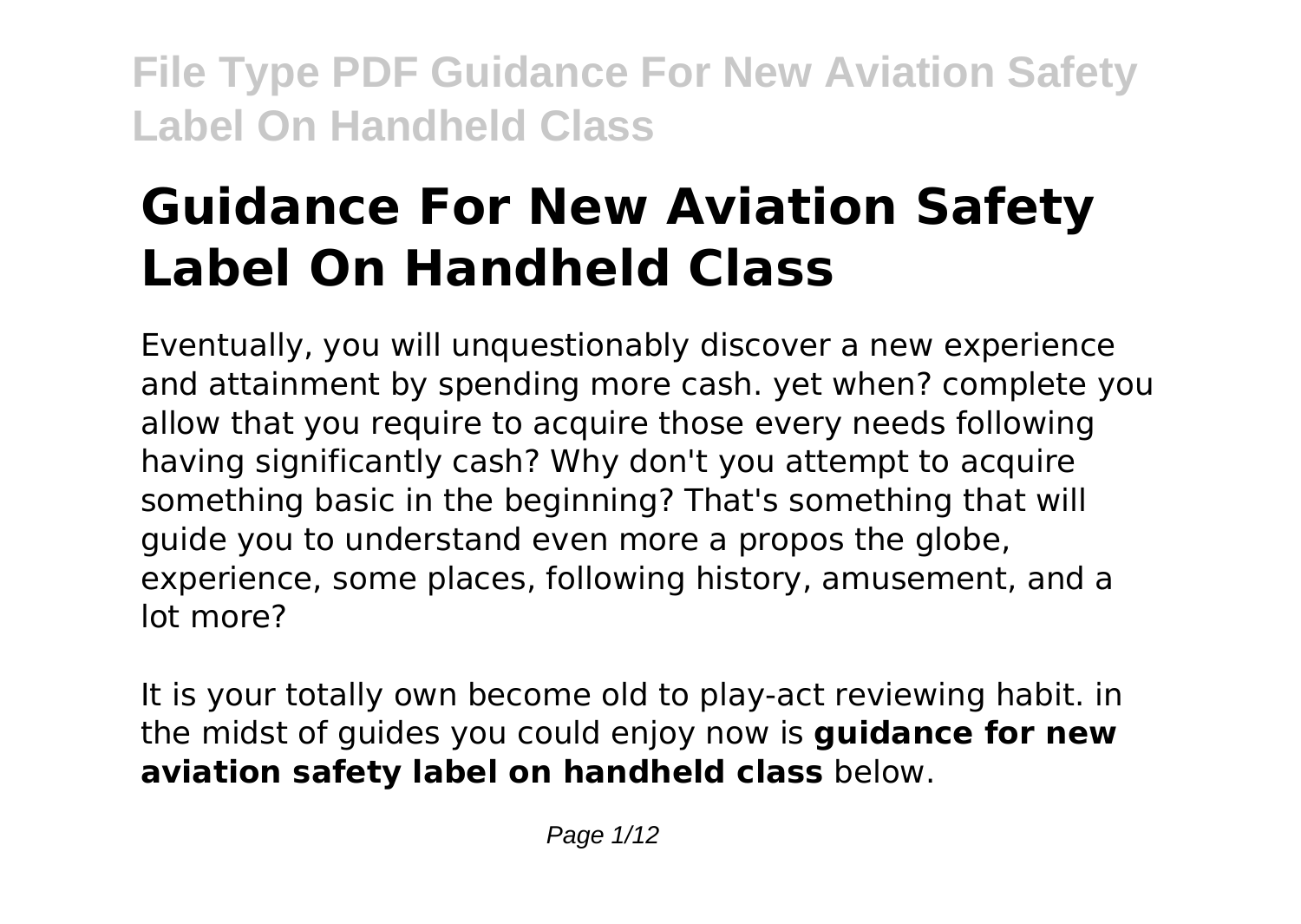# Guidance For New Aviation Safety Label On Handheld Class

Eventually, you will unquestionably discover a new experience and attainment by spending more cash. yet when? complete you allow that you require to acquire those every needs following having significantly cash? Why don't you attempt to acquire something basic in the beginning? That's something that will guide you to understand even more a propos the globe, experience, some places, following history, amusement, and a lot more?

It is your totally own become old to play-act reviewing habit. in the midst of guides you could enjoy now is **guidance for new aviation safety label on handheld class** below.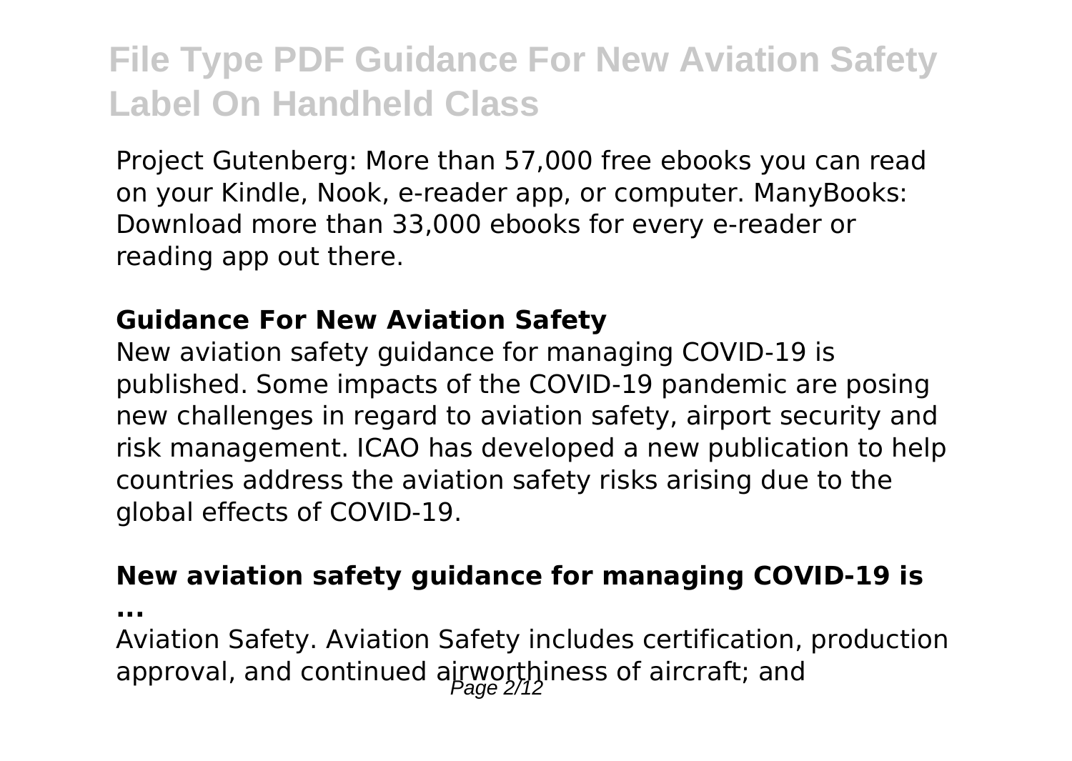Project Gutenberg: More than 57,000 free ebooks you can read on your Kindle, Nook, e-reader app, or computer. ManyBooks: Download more than 33,000 ebooks for every e-reader or reading app out there.

### Guidance For New Aviation Safety

New aviation safety guidance for managing COVID-19 is published. Some impacts of the COVID-19 pandemic are posing new challenges in regard to aviation safety, airport security and risk management. ICAO has developed a new publication to help countries address the aviation safety risks arising due to the global effects of COVID-19.

### New aviation safety guidance for managing COVID-19 is ...

Aviation Safety. Aviation Safety includes certification, production approval, and continued airworthiness of aircraft; and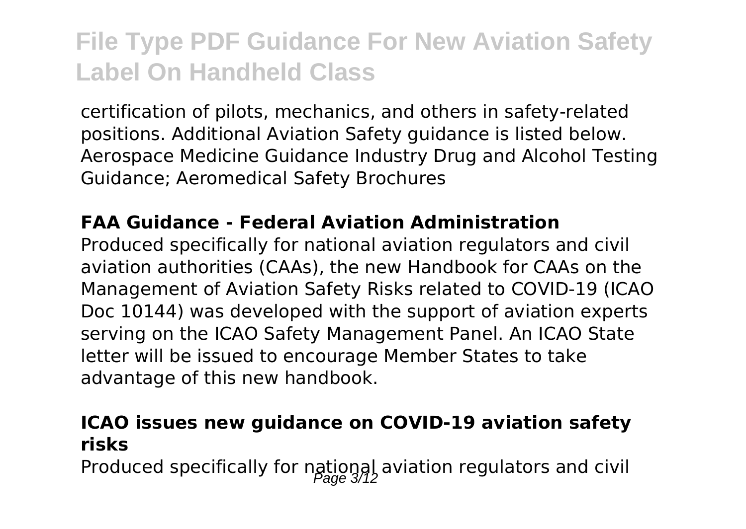certification of pilots, mechanics, and others in safety-related positions. Additional Aviation Safety guidance is listed below. Aerospace Medicine Guidance Industry Drug and Alcohol Testing Guidance; Aeromedical Safety Brochures

### FAA Guidance - Federal Aviation Administration

Produced specifically for national aviation regulators and civil aviation authorities (CAAs), the new Handbook for CAAs on the Management of Aviation Safety Risks related to COVID-19 (ICAO Doc 10144) was developed with the support of aviation experts serving on the ICAO Safety Management Panel. An ICAO State letter will be issued to encourage Member States to take advantage of this new handbook.

### ICAO issues new guidance on COVID-19 aviation safety risks

Produced specifically for national aviation regulators and civil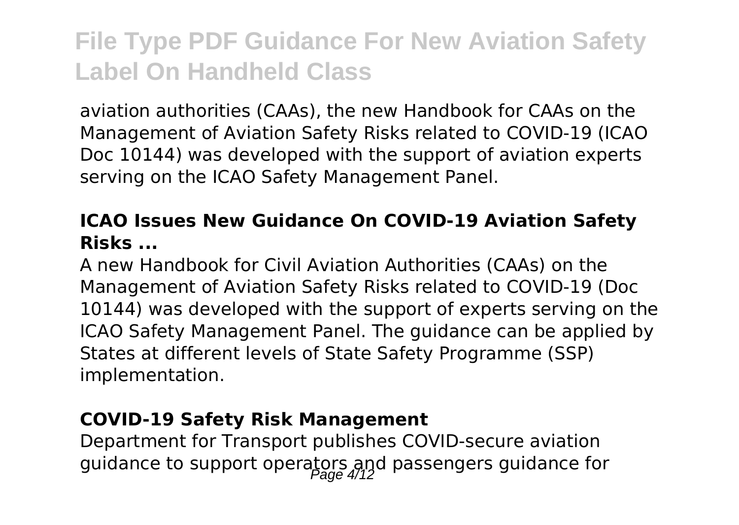aviation authorities (CAAs), the new Handbook for CAAs on the Management of Aviation Safety Risks related to COVID-19 (ICAO Doc 10144) was developed with the support of aviation experts serving on the ICAO Safety Management Panel.

### ICAO Issues New Guidance On COVID-19 Aviation Safety Risks ...

A new Handbook for Civil Aviation Authorities (CAAs) on the Management of Aviation Safety Risks related to COVID-19 (Doc 10144) was developed with the support of experts serving on the ICAO Safety Management Panel. The guidance can be applied by States at different levels of State Safety Programme (SSP) implementation.

### COVID-19 Safety Risk Management

Department for Transport publishes COVID-secure aviation guidance to support operators and passengers guidance for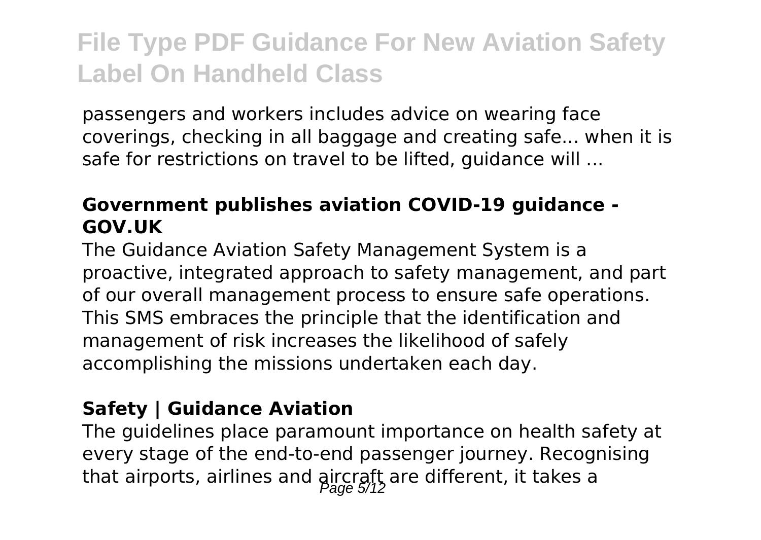passengers and workers includes advice on wearing face coverings, checking in all baggage and creating safe... when it is safe for restrictions on travel to be lifted, guidance will ...

**Government publishes aviation COVID-19 guidance - GOV.UK**

The Guidance Aviation Safety Management System is a proactive, integrated approach to safety management, and part of our overall management process to ensure safe operations. This SMS embraces the principle that the identification and management of risk increases the likelihood of safely accomplishing the missions undertaken each day.

**Safety | Guidance Aviation**

The guidelines place paramount importance on health safety at every stage of the end-to-end passenger journey. Recognising that airports, airlines and aircraft are different, it takes a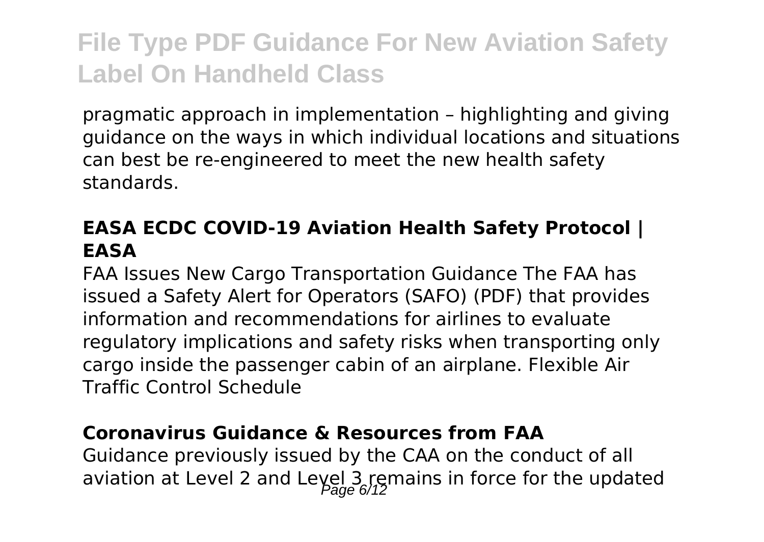pragmatic approach in implementation – highlighting and giving guidance on the ways in which individual locations and situations can best be re-engineered to meet the new health safety standards.

### EASA ECDC COVID-19 Aviation Health Safety Protocol | EASA

FAA Issues New Cargo Transportation Guidance The FAA has issued a Safety Alert for Operators (SAFO) (PDF) that provides information and recommendations for airlines to evaluate regulatory implications and safety risks when transporting only cargo inside the passenger cabin of an airplane. Flexible Air Traffic Control Schedule

### Coronavirus Guidance & Resources from FAA

Guidance previously issued by the CAA on the conduct of all aviation at Level 2 and Level 3 remains in force for the updated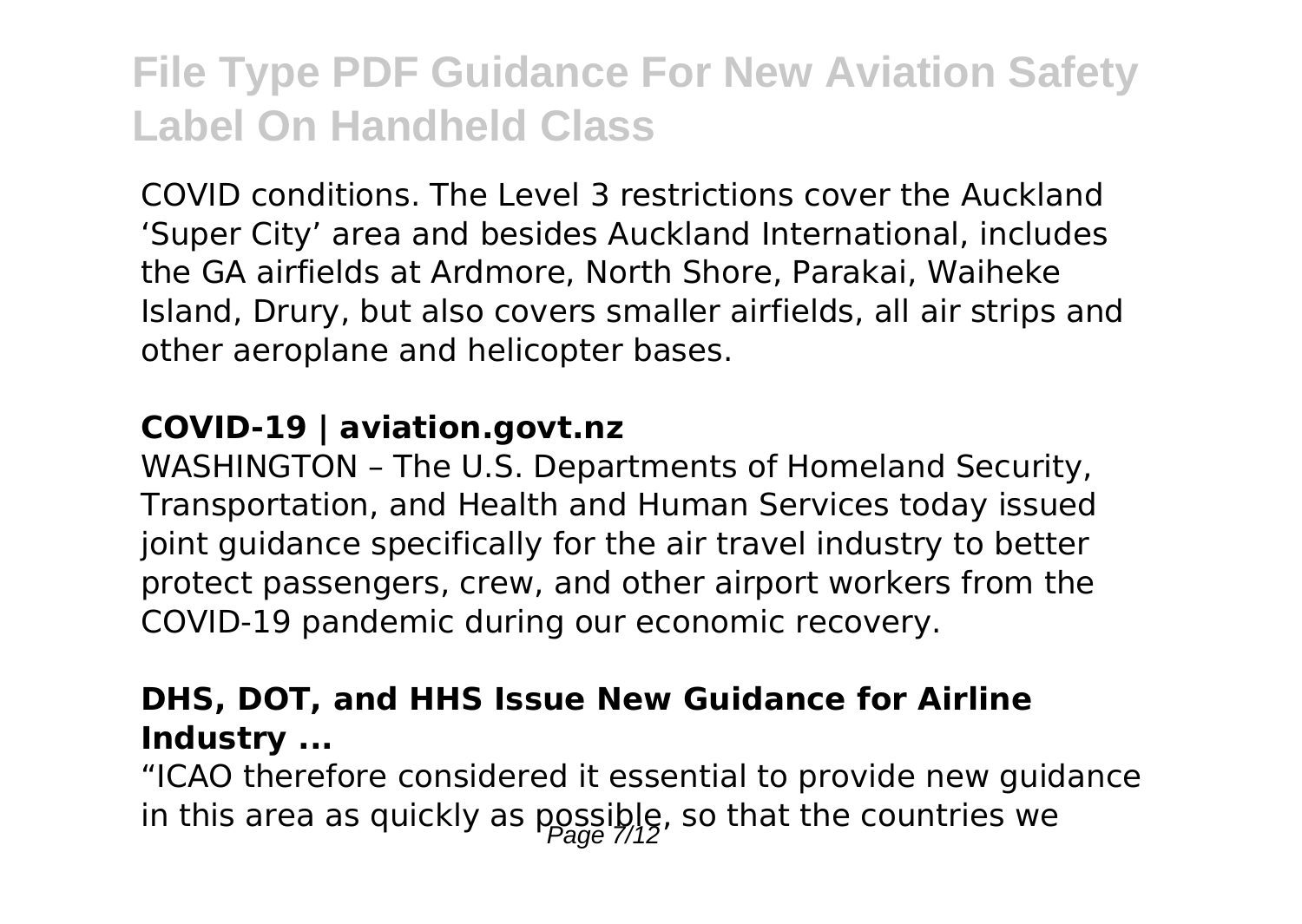COVID conditions. The Level 3 restrictions cover the Auckland 'Super City' area and besides Auckland International, includes the GA airfields at Ardmore, North Shore, Parakai, Waiheke Island, Drury, but also covers smaller airfields, all air strips and other aeroplane and helicopter bases.

### COVID-19 | aviation.govt.nz

WASHINGTON – The U.S. Departments of Homeland Security, Transportation, and Health and Human Services today issued joint guidance specifically for the air travel industry to better protect passengers, crew, and other airport workers from the COVID-19 pandemic during our economic recovery.

### DHS, DOT, and HHS Issue New Guidance for Airline Industry ...

"ICAO therefore considered it essential to provide new guidance in this area as quickly as possible, so that the countries we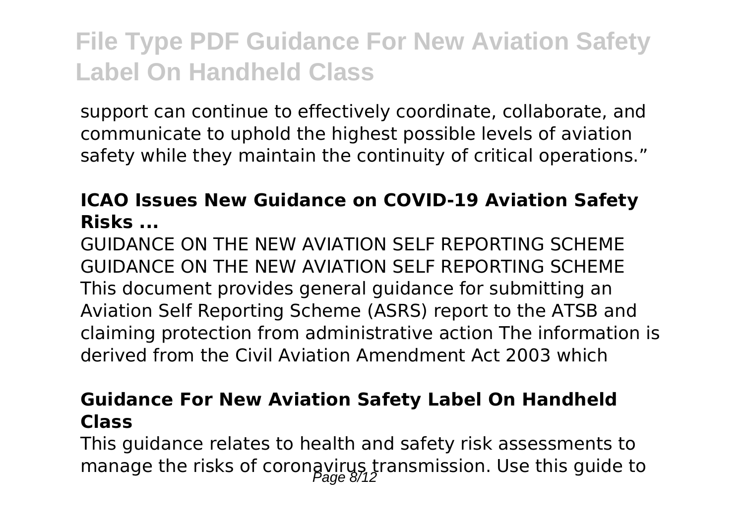support can continue to effectively coordinate, collaborate, and communicate to uphold the highest possible levels of aviation safety while they maintain the continuity of critical operations."

### ICAO Issues New Guidance on COVID-19 Aviation Safety Risks ...

GUIDANCE ON THE NEW AVIATION SELF REPORTING SCHEME GUIDANCE ON THE NEW AVIATION SELF REPORTING SCHEME This document provides general guidance for submitting an Aviation Self Reporting Scheme (ASRS) report to the ATSB and claiming protection from administrative action The information is derived from the Civil Aviation Amendment Act 2003 which

### Guidance For New Aviation Safety Label On Handheld Class

This guidance relates to health and safety risk assessments to manage the risks of coronavirus transmission. Use this guide to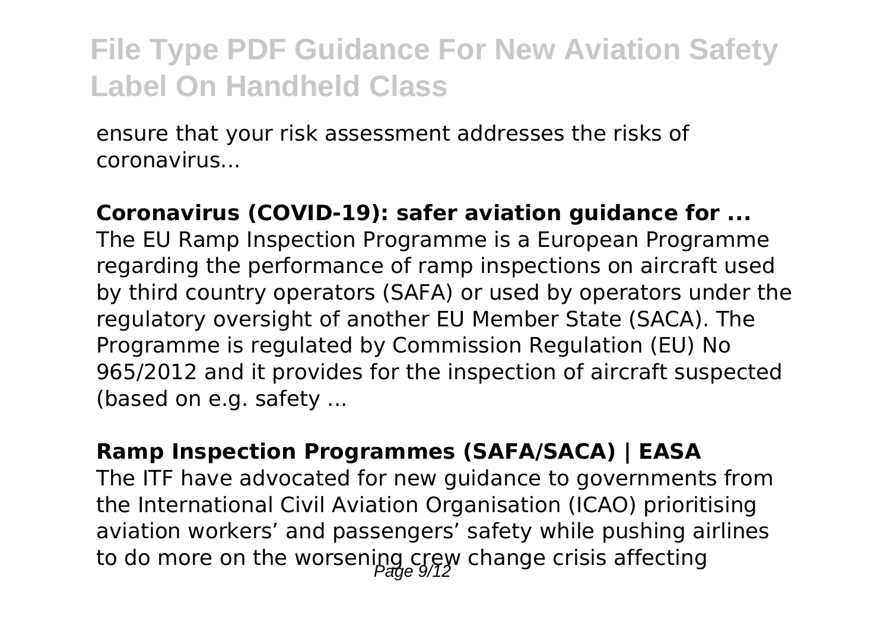ensure that your risk assessment addresses the risks of coronavirus...

**Coronavirus (COVID-19): safer aviation guidance for ...**
The EU Ramp Inspection Programme is a European Programme regarding the performance of ramp inspections on aircraft used by third country operators (SAFA) or used by operators under the regulatory oversight of another EU Member State (SACA). The Programme is regulated by Commission Regulation (EU) No 965/2012 and it provides for the inspection of aircraft suspected (based on e.g. safety ...

**Ramp Inspection Programmes (SAFA/SACA) | EASA**
The ITF have advocated for new guidance to governments from the International Civil Aviation Organisation (ICAO) prioritising aviation workers' and passengers' safety while pushing airlines to do more on the worsening crew change crisis affecting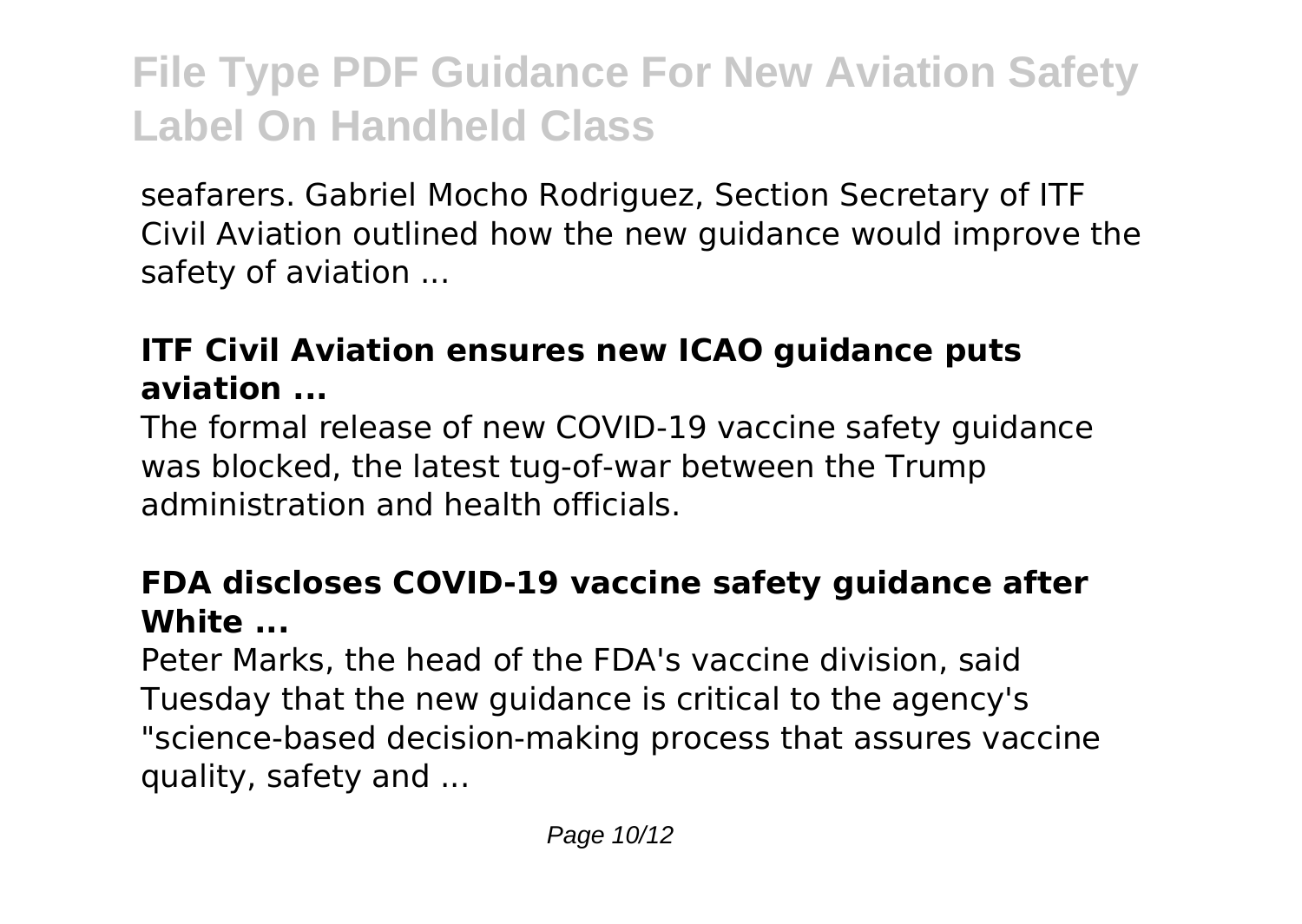seafarers. Gabriel Mocho Rodriguez, Section Secretary of ITF Civil Aviation outlined how the new guidance would improve the safety of aviation ...

### ITF Civil Aviation ensures new ICAO guidance puts aviation ...

The formal release of new COVID-19 vaccine safety guidance was blocked, the latest tug-of-war between the Trump administration and health officials.

### FDA discloses COVID-19 vaccine safety guidance after White ...

Peter Marks, the head of the FDA's vaccine division, said Tuesday that the new guidance is critical to the agency's "science-based decision-making process that assures vaccine quality, safety and ...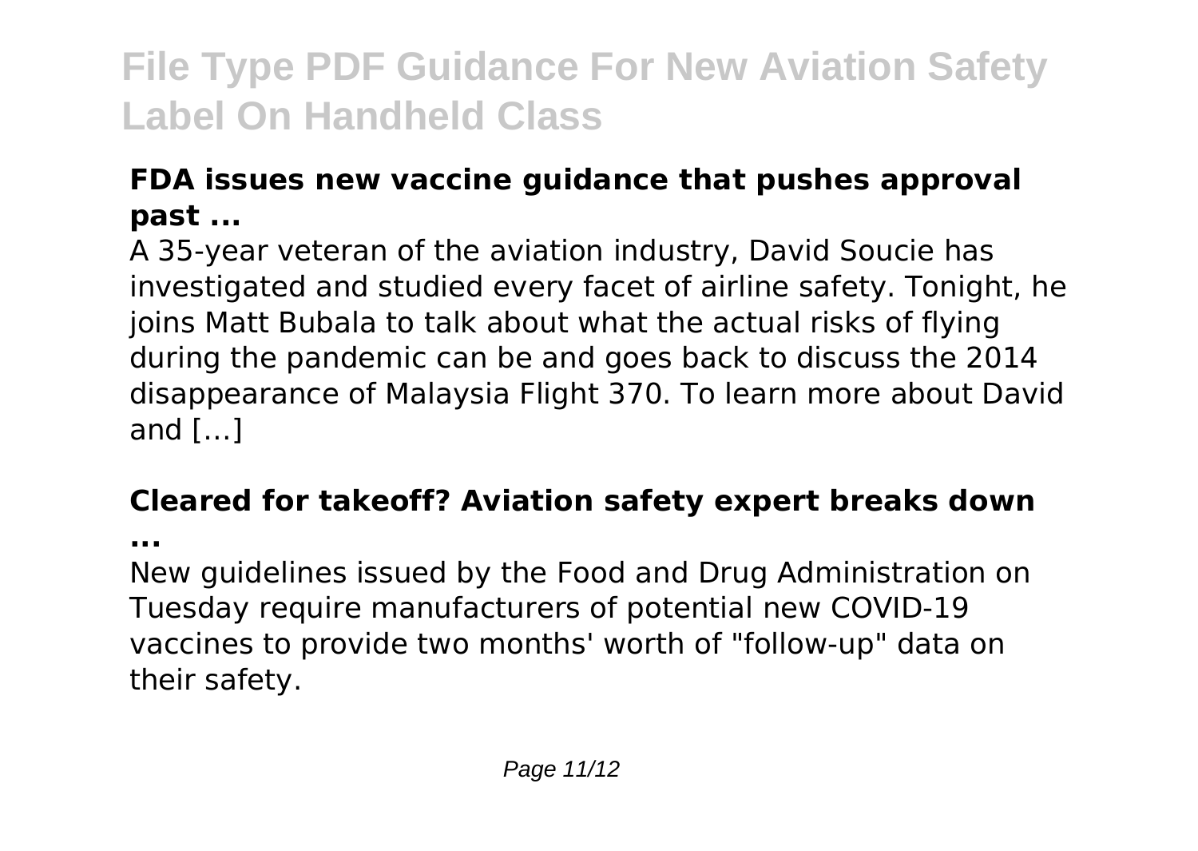### FDA issues new vaccine guidance that pushes approval past ...

A 35-year veteran of the aviation industry, David Soucie has investigated and studied every facet of airline safety. Tonight, he joins Matt Bubala to talk about what the actual risks of flying during the pandemic can be and goes back to discuss the 2014 disappearance of Malaysia Flight 370. To learn more about David and […]

### Cleared for takeoff? Aviation safety expert breaks down ...

New guidelines issued by the Food and Drug Administration on Tuesday require manufacturers of potential new COVID-19 vaccines to provide two months' worth of "follow-up" data on their safety.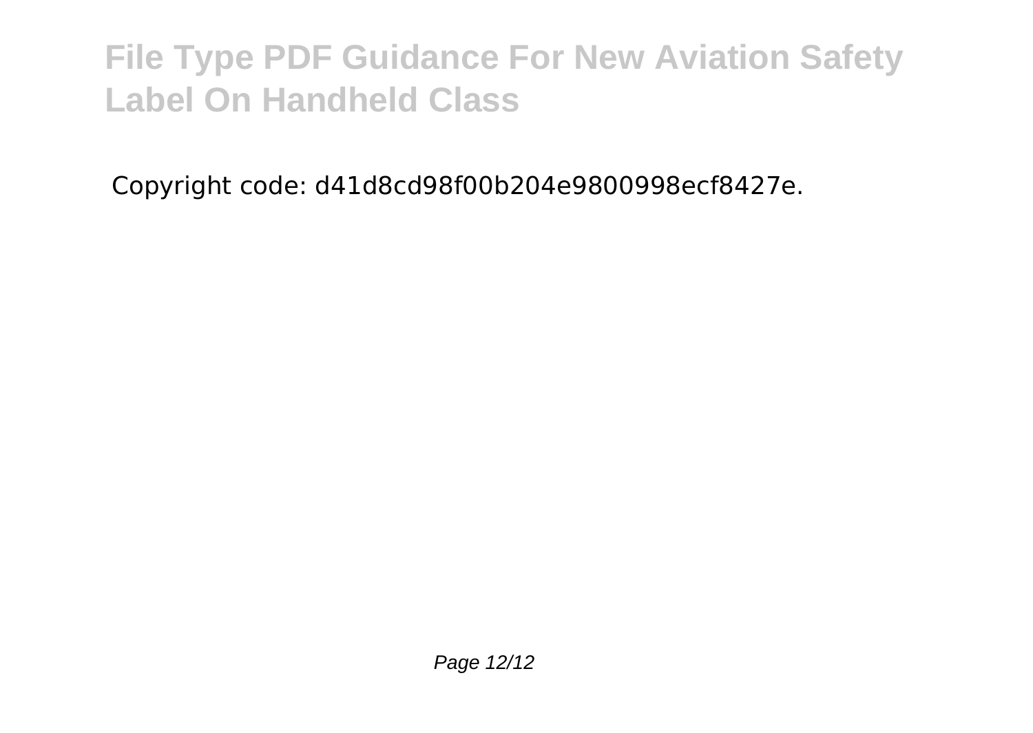Copyright code: d41d8cd98f00b204e9800998ecf8427e.